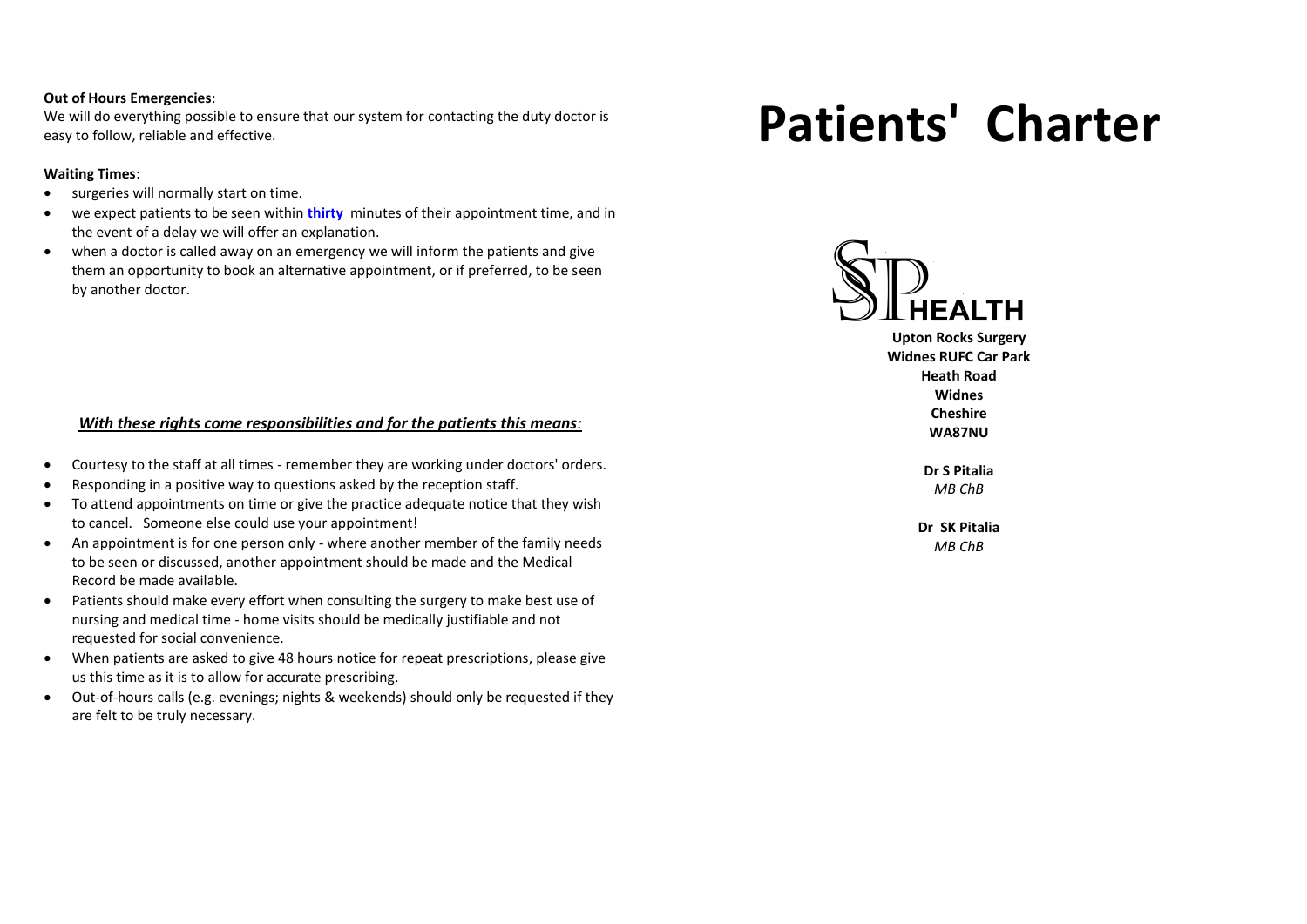**Out of Hours Emergencies**:
We will do everything possible to ensure that our system for contacting the duty doctor is easy to follow, reliable and effective.

**Waiting Times**:

- surgeries will normally start on time.
- we expect patients to be seen within **thirty** minutes of their appointment time, and in the event of a delay we will offer an explanation.
- when a doctor is called away on an emergency we will inform the patients and give them an opportunity to book an alternative appointment, or if preferred, to be seen by another doctor.

***With these rights come responsibilities and for the patients this means:***

- Courtesy to the staff at all times - remember they are working under doctors' orders.
- Responding in a positive way to questions asked by the reception staff.
- To attend appointments on time or give the practice adequate notice that they wish to cancel. Someone else could use your appointment!
- An appointment is for one person only - where another member of the family needs to be seen or discussed, another appointment should be made and the Medical Record be made available.
- Patients should make every effort when consulting the surgery to make best use of nursing and medical time - home visits should be medically justifiable and not requested for social convenience.
- When patients are asked to give 48 hours notice for repeat prescriptions, please give us this time as it is to allow for accurate prescribing.
- Out-of-hours calls (e.g. evenings; nights & weekends) should only be requested if they are felt to be truly necessary.

# Patients' Charter

SP HEALTH

**Upton Rocks Surgery**
**Widnes RUFC Car Park**
**Heath Road**
**Widnes**
**Cheshire**
**WA87NU**

**Dr S Pitalia**
*MB ChB*

**Dr SK Pitalia**
*MB ChB*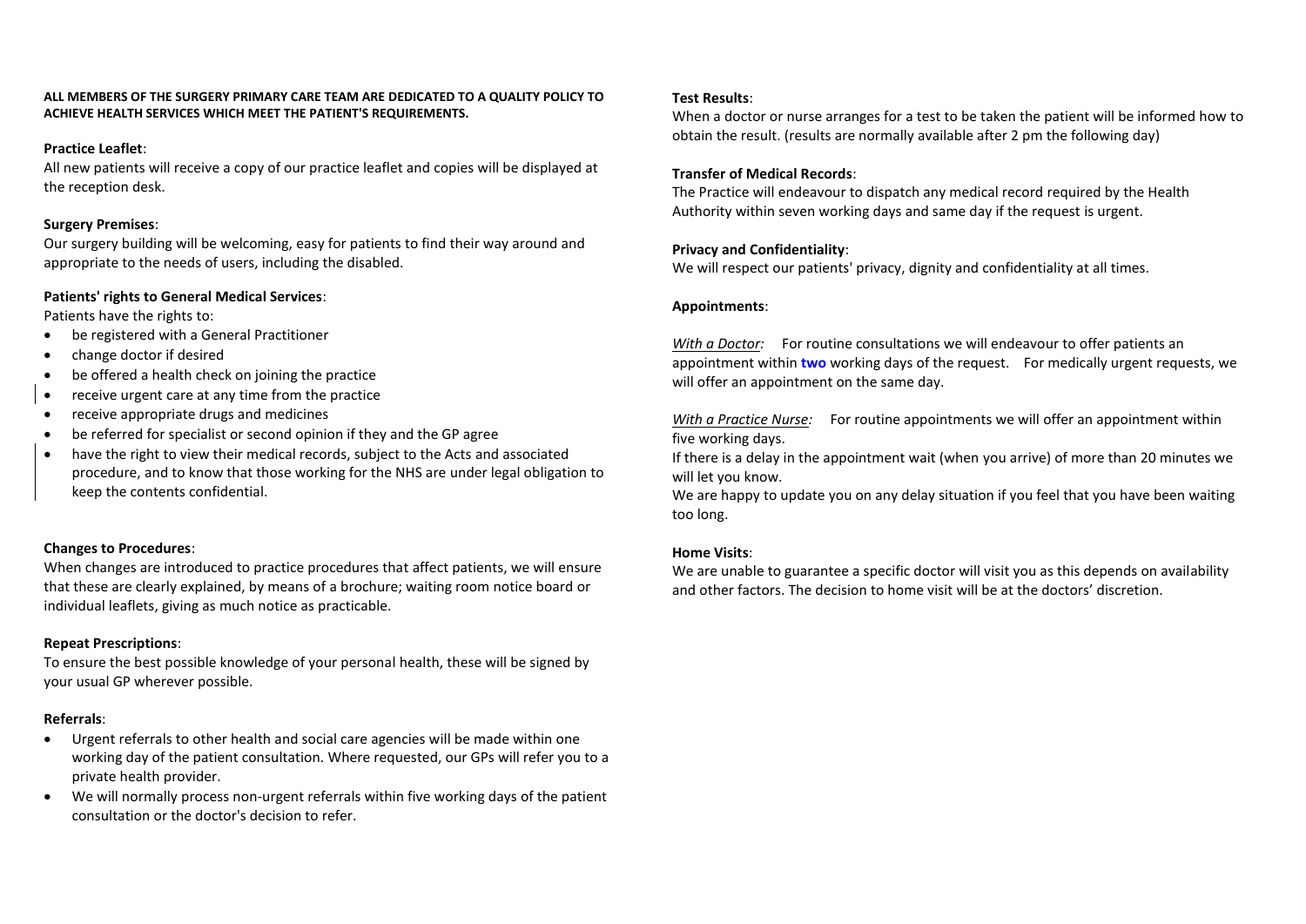**ALL MEMBERS OF THE SURGERY PRIMARY CARE TEAM ARE DEDICATED TO A QUALITY POLICY TO ACHIEVE HEALTH SERVICES WHICH MEET THE PATIENT'S REQUIREMENTS.**

**Practice Leaflet**:

All new patients will receive a copy of our practice leaflet and copies will be displayed at the reception desk.

**Surgery Premises**:

Our surgery building will be welcoming, easy for patients to find their way around and appropriate to the needs of users, including the disabled.

**Patients' rights to General Medical Services**:

Patients have the rights to:

- be registered with a General Practitioner
- change doctor if desired
- be offered a health check on joining the practice
- receive urgent care at any time from the practice
- receive appropriate drugs and medicines
- be referred for specialist or second opinion if they and the GP agree
- have the right to view their medical records, subject to the Acts and associated procedure, and to know that those working for the NHS are under legal obligation to keep the contents confidential.

**Changes to Procedures**:

When changes are introduced to practice procedures that affect patients, we will ensure that these are clearly explained, by means of a brochure; waiting room notice board or individual leaflets, giving as much notice as practicable.

**Repeat Prescriptions**:

To ensure the best possible knowledge of your personal health, these will be signed by your usual GP wherever possible.

**Referrals**:

- Urgent referrals to other health and social care agencies will be made within one working day of the patient consultation. Where requested, our GPs will refer you to a private health provider.
- We will normally process non-urgent referrals within five working days of the patient consultation or the doctor's decision to refer.

**Test Results**:

When a doctor or nurse arranges for a test to be taken the patient will be informed how to obtain the result. (results are normally available after 2 pm the following day)

**Transfer of Medical Records**:

The Practice will endeavour to dispatch any medical record required by the Health Authority within seven working days and same day if the request is urgent.

**Privacy and Confidentiality**:

We will respect our patients' privacy, dignity and confidentiality at all times.

**Appointments**:

*With a Doctor:* For routine consultations we will endeavour to offer patients an appointment within **two** working days of the request. For medically urgent requests, we will offer an appointment on the same day.

*With a Practice Nurse:* For routine appointments we will offer an appointment within five working days.

If there is a delay in the appointment wait (when you arrive) of more than 20 minutes we will let you know.

We are happy to update you on any delay situation if you feel that you have been waiting too long.

**Home Visits**:

We are unable to guarantee a specific doctor will visit you as this depends on availability and other factors. The decision to home visit will be at the doctors' discretion.